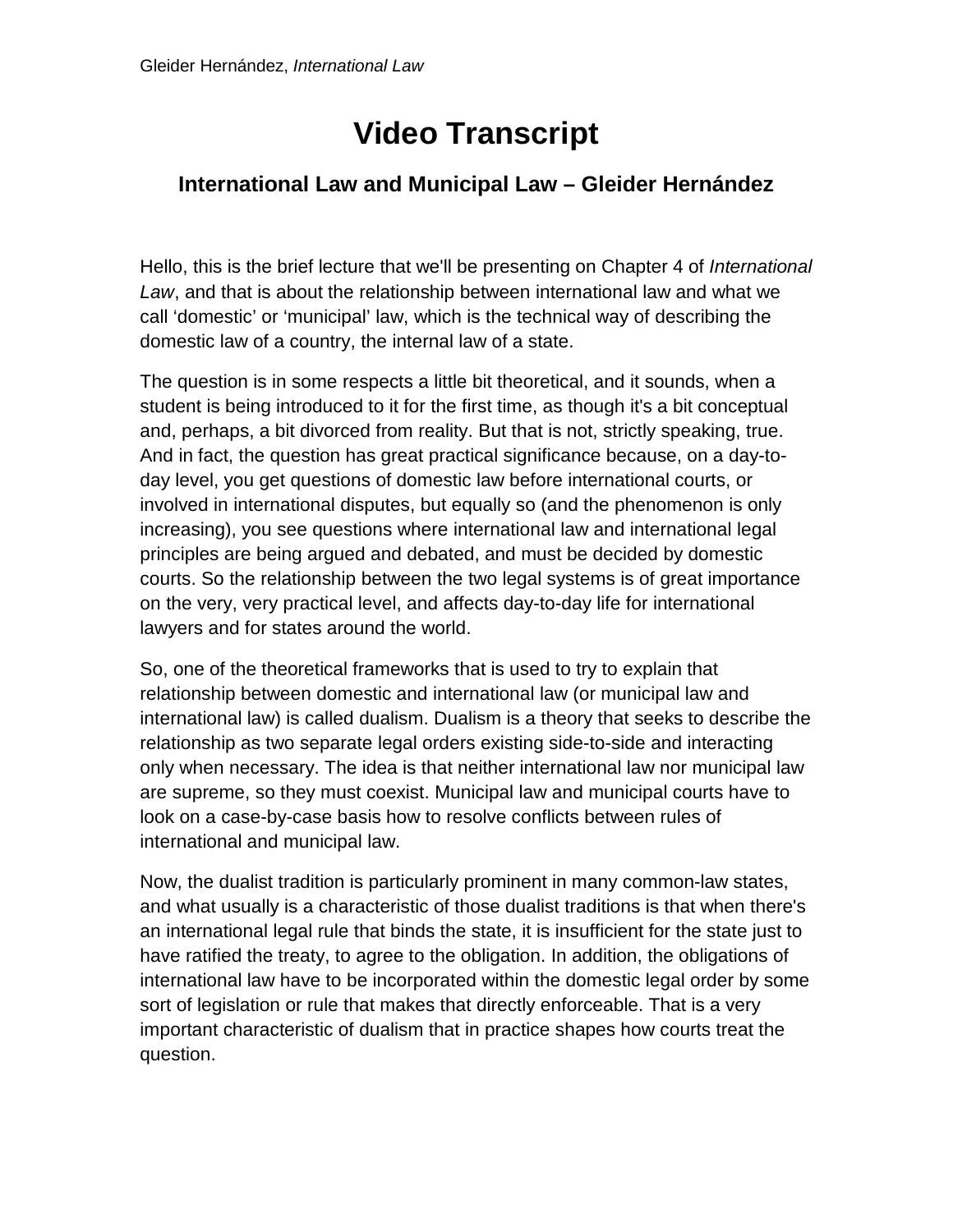# Video Transcript

## International Law and Municipal Law – Gleider Hernández

Hello, this is the brief lecture that we'll be presenting on Chapter 4 of *International Law*, and that is about the relationship between international law and what we call 'domestic' or 'municipal' law, which is the technical way of describing the domestic law of a country, the internal law of a state.

The question is in some respects a little bit theoretical, and it sounds, when a student is being introduced to it for the first time, as though it's a bit conceptual and, perhaps, a bit divorced from reality. But that is not, strictly speaking, true. And in fact, the question has great practical significance because, on a day-to-day level, you get questions of domestic law before international courts, or involved in international disputes, but equally so (and the phenomenon is only increasing), you see questions where international law and international legal principles are being argued and debated, and must be decided by domestic courts. So the relationship between the two legal systems is of great importance on the very, very practical level, and affects day-to-day life for international lawyers and for states around the world.

So, one of the theoretical frameworks that is used to try to explain that relationship between domestic and international law (or municipal law and international law) is called dualism. Dualism is a theory that seeks to describe the relationship as two separate legal orders existing side-to-side and interacting only when necessary. The idea is that neither international law nor municipal law are supreme, so they must coexist. Municipal law and municipal courts have to look on a case-by-case basis how to resolve conflicts between rules of international and municipal law.

Now, the dualist tradition is particularly prominent in many common-law states, and what usually is a characteristic of those dualist traditions is that when there's an international legal rule that binds the state, it is insufficient for the state just to have ratified the treaty, to agree to the obligation. In addition, the obligations of international law have to be incorporated within the domestic legal order by some sort of legislation or rule that makes that directly enforceable. That is a very important characteristic of dualism that in practice shapes how courts treat the question.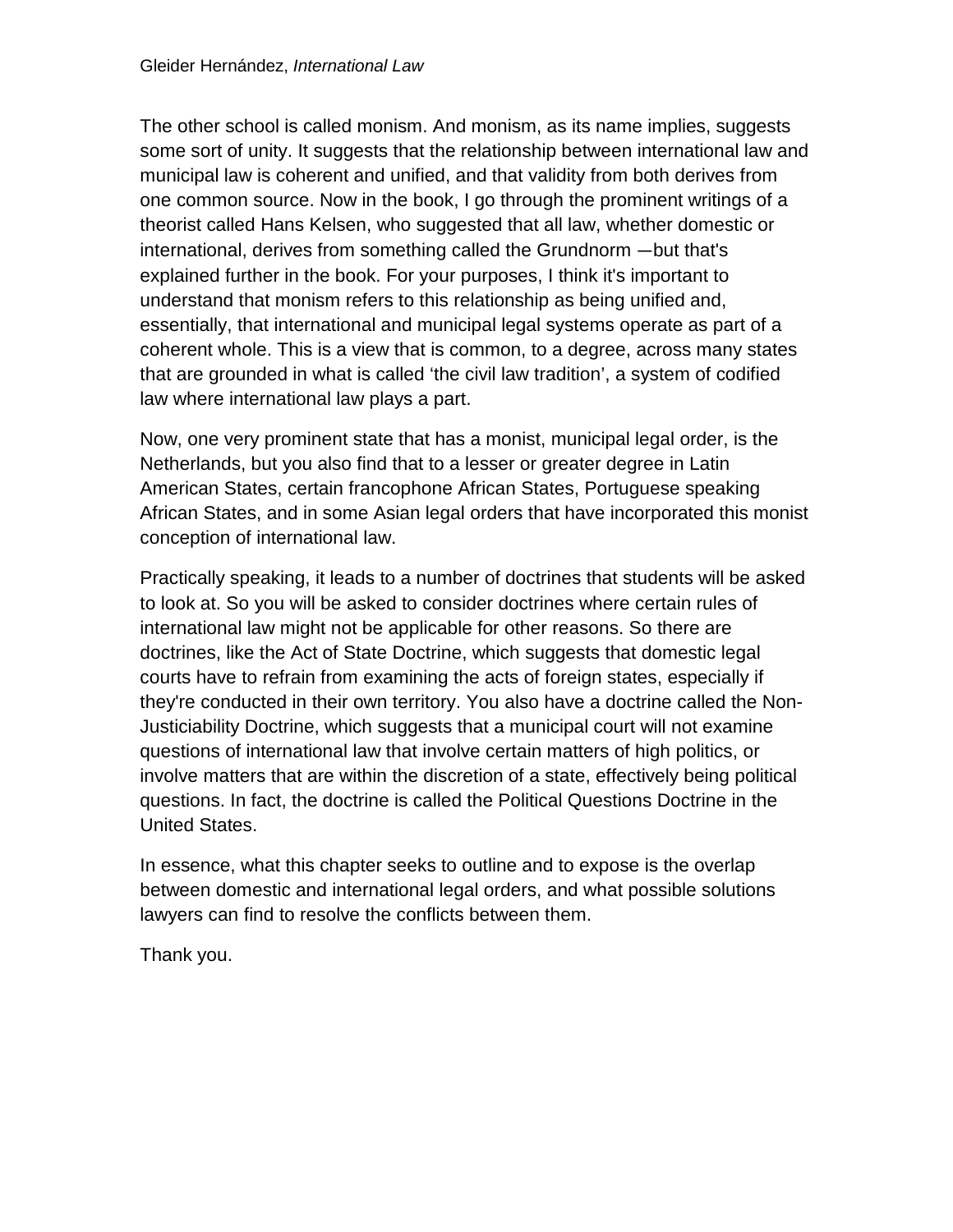The other school is called monism. And monism, as its name implies, suggests some sort of unity. It suggests that the relationship between international law and municipal law is coherent and unified, and that validity from both derives from one common source. Now in the book, I go through the prominent writings of a theorist called Hans Kelsen, who suggested that all law, whether domestic or international, derives from something called the Grundnorm —but that's explained further in the book. For your purposes, I think it's important to understand that monism refers to this relationship as being unified and, essentially, that international and municipal legal systems operate as part of a coherent whole. This is a view that is common, to a degree, across many states that are grounded in what is called 'the civil law tradition', a system of codified law where international law plays a part.

Now, one very prominent state that has a monist, municipal legal order, is the Netherlands, but you also find that to a lesser or greater degree in Latin American States, certain francophone African States, Portuguese speaking African States, and in some Asian legal orders that have incorporated this monist conception of international law.

Practically speaking, it leads to a number of doctrines that students will be asked to look at. So you will be asked to consider doctrines where certain rules of international law might not be applicable for other reasons. So there are doctrines, like the Act of State Doctrine, which suggests that domestic legal courts have to refrain from examining the acts of foreign states, especially if they're conducted in their own territory. You also have a doctrine called the Non-Justiciability Doctrine, which suggests that a municipal court will not examine questions of international law that involve certain matters of high politics, or involve matters that are within the discretion of a state, effectively being political questions. In fact, the doctrine is called the Political Questions Doctrine in the United States.

In essence, what this chapter seeks to outline and to expose is the overlap between domestic and international legal orders, and what possible solutions lawyers can find to resolve the conflicts between them.

Thank you.